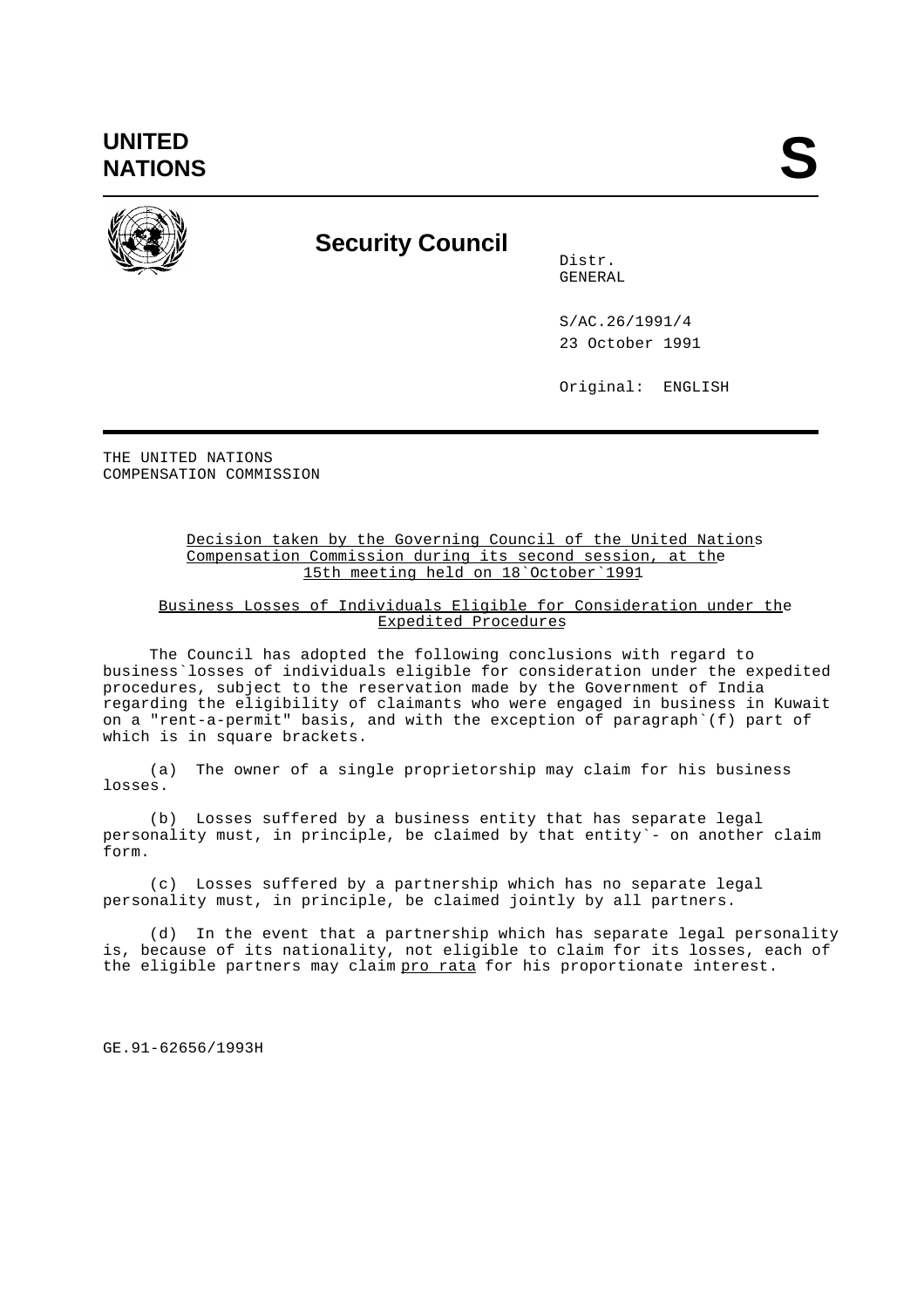**UNITED NATIONS**

**S**

## Security Council

Distr.
GENERAL

S/AC.26/1991/4
23 October 1991

Original: ENGLISH

THE UNITED NATIONS
COMPENSATION COMMISSION

Decision taken by the Governing Council of the United Nations Compensation Commission during its second session, at the 15th meeting held on 18 October 1991

Business Losses of Individuals Eligible for Consideration under the Expedited Procedures

The Council has adopted the following conclusions with regard to business losses of individuals eligible for consideration under the expedited procedures, subject to the reservation made by the Government of India regarding the eligibility of claimants who were engaged in business in Kuwait on a "rent-a-permit" basis, and with the exception of paragraph (f) part of which is in square brackets.

(a) The owner of a single proprietorship may claim for his business losses.

(b) Losses suffered by a business entity that has separate legal personality must, in principle, be claimed by that entity - on another claim form.

(c) Losses suffered by a partnership which has no separate legal personality must, in principle, be claimed jointly by all partners.

(d) In the event that a partnership which has separate legal personality is, because of its nationality, not eligible to claim for its losses, each of the eligible partners may claim *pro rata* for his proportionate interest.

GE.91-62656/1993H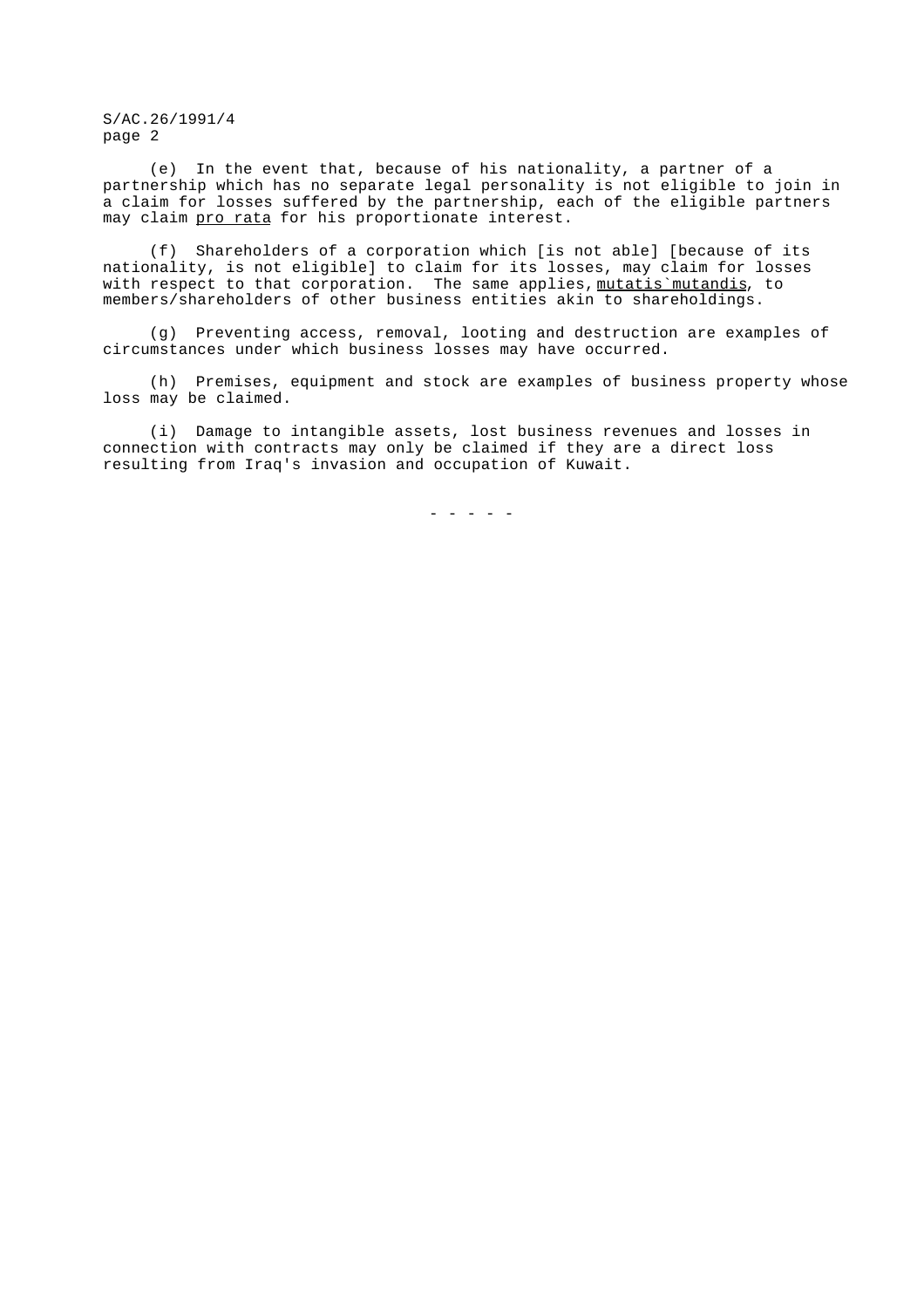(e) In the event that, because of his nationality, a partner of a partnership which has no separate legal personality is not eligible to join in a claim for losses suffered by the partnership, each of the eligible partners may claim pro rata for his proportionate interest.

(f) Shareholders of a corporation which [is not able] [because of its nationality, is not eligible] to claim for its losses, may claim for losses with respect to that corporation. The same applies, mutatis`mutandis, to members/shareholders of other business entities akin to shareholdings.

(g) Preventing access, removal, looting and destruction are examples of circumstances under which business losses may have occurred.

(h) Premises, equipment and stock are examples of business property whose loss may be claimed.

(i) Damage to intangible assets, lost business revenues and losses in connection with contracts may only be claimed if they are a direct loss resulting from Iraq's invasion and occupation of Kuwait.

- - - - -